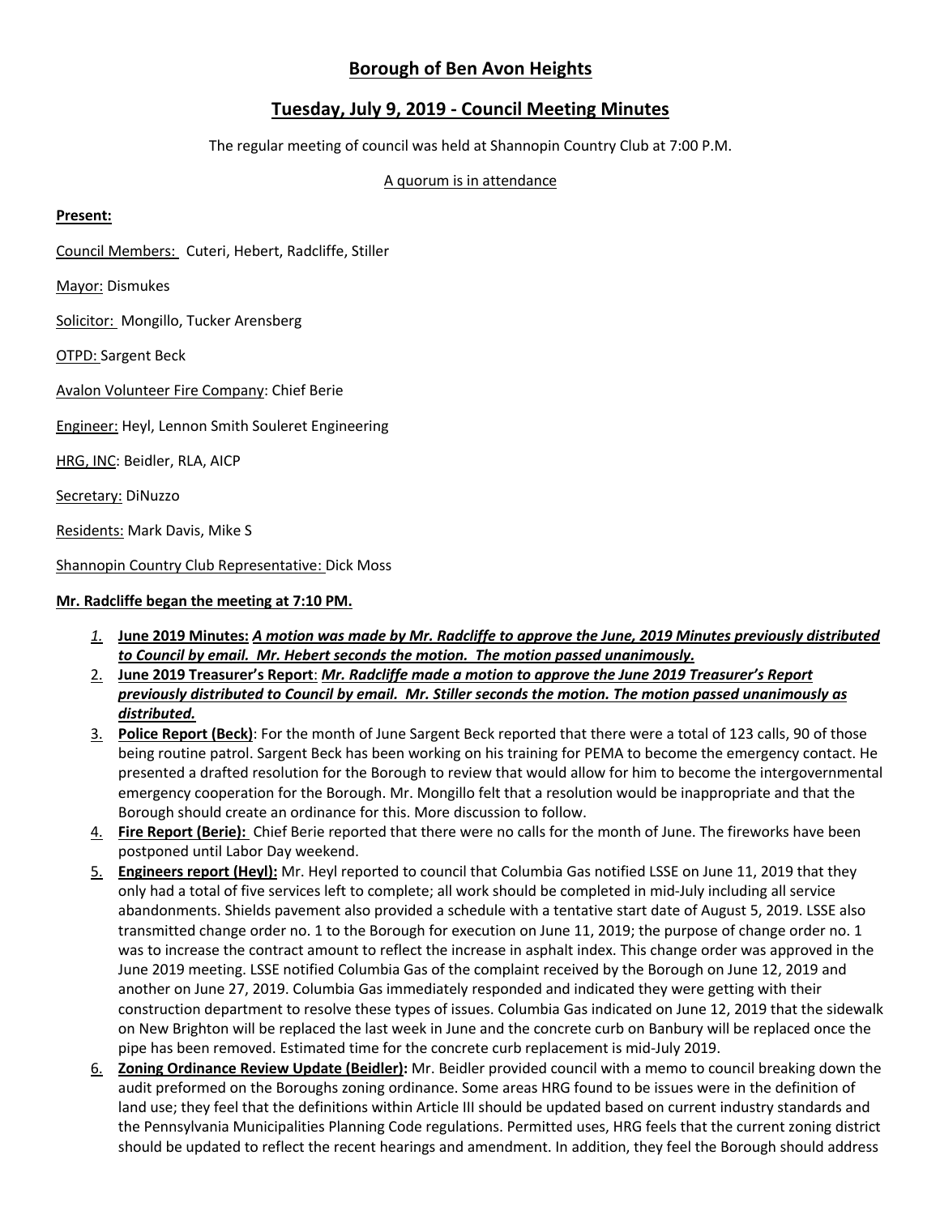# Borough of Ben Avon Heights

## Tuesday, July 9, 2019 - Council Meeting Minutes

The regular meeting of council was held at Shannopin Country Club at 7:00 P.M.

A quorum is in attendance

**Present:**

Council Members: Cuteri, Hebert, Radcliffe, Stiller

Mayor: Dismukes

Solicitor: Mongillo, Tucker Arensberg

OTPD: Sargent Beck

Avalon Volunteer Fire Company: Chief Berie

Engineer: Heyl, Lennon Smith Souleret Engineering

HRG, INC: Beidler, RLA, AICP

Secretary: DiNuzzo

Residents: Mark Davis, Mike S

Shannopin Country Club Representative: Dick Moss

**Mr. Radcliffe began the meeting at 7:10 PM.**

1. **June 2019 Minutes:** ***A motion was made by Mr. Radcliffe to approve the June, 2019 Minutes previously distributed to Council by email. Mr. Hebert seconds the motion. The motion passed unanimously.***
2. **June 2019 Treasurer's Report**: ***Mr. Radcliffe made a motion to approve the June 2019 Treasurer's Report previously distributed to Council by email. Mr. Stiller seconds the motion. The motion passed unanimously as distributed.***
3. **Police Report (Beck)**: For the month of June Sargent Beck reported that there were a total of 123 calls, 90 of those being routine patrol. Sargent Beck has been working on his training for PEMA to become the emergency contact. He presented a drafted resolution for the Borough to review that would allow for him to become the intergovernmental emergency cooperation for the Borough. Mr. Mongillo felt that a resolution would be inappropriate and that the Borough should create an ordinance for this. More discussion to follow.
4. **Fire Report (Berie):** Chief Berie reported that there were no calls for the month of June. The fireworks have been postponed until Labor Day weekend.
5. **Engineers report (Heyl):** Mr. Heyl reported to council that Columbia Gas notified LSSE on June 11, 2019 that they only had a total of five services left to complete; all work should be completed in mid-July including all service abandonments. Shields pavement also provided a schedule with a tentative start date of August 5, 2019. LSSE also transmitted change order no. 1 to the Borough for execution on June 11, 2019; the purpose of change order no. 1 was to increase the contract amount to reflect the increase in asphalt index. This change order was approved in the June 2019 meeting. LSSE notified Columbia Gas of the complaint received by the Borough on June 12, 2019 and another on June 27, 2019. Columbia Gas immediately responded and indicated they were getting with their construction department to resolve these types of issues. Columbia Gas indicated on June 12, 2019 that the sidewalk on New Brighton will be replaced the last week in June and the concrete curb on Banbury will be replaced once the pipe has been removed. Estimated time for the concrete curb replacement is mid-July 2019.
6. **Zoning Ordinance Review Update (Beidler):** Mr. Beidler provided council with a memo to council breaking down the audit preformed on the Boroughs zoning ordinance. Some areas HRG found to be issues were in the definition of land use; they feel that the definitions within Article III should be updated based on current industry standards and the Pennsylvania Municipalities Planning Code regulations. Permitted uses, HRG feels that the current zoning district should be updated to reflect the recent hearings and amendment. In addition, they feel the Borough should address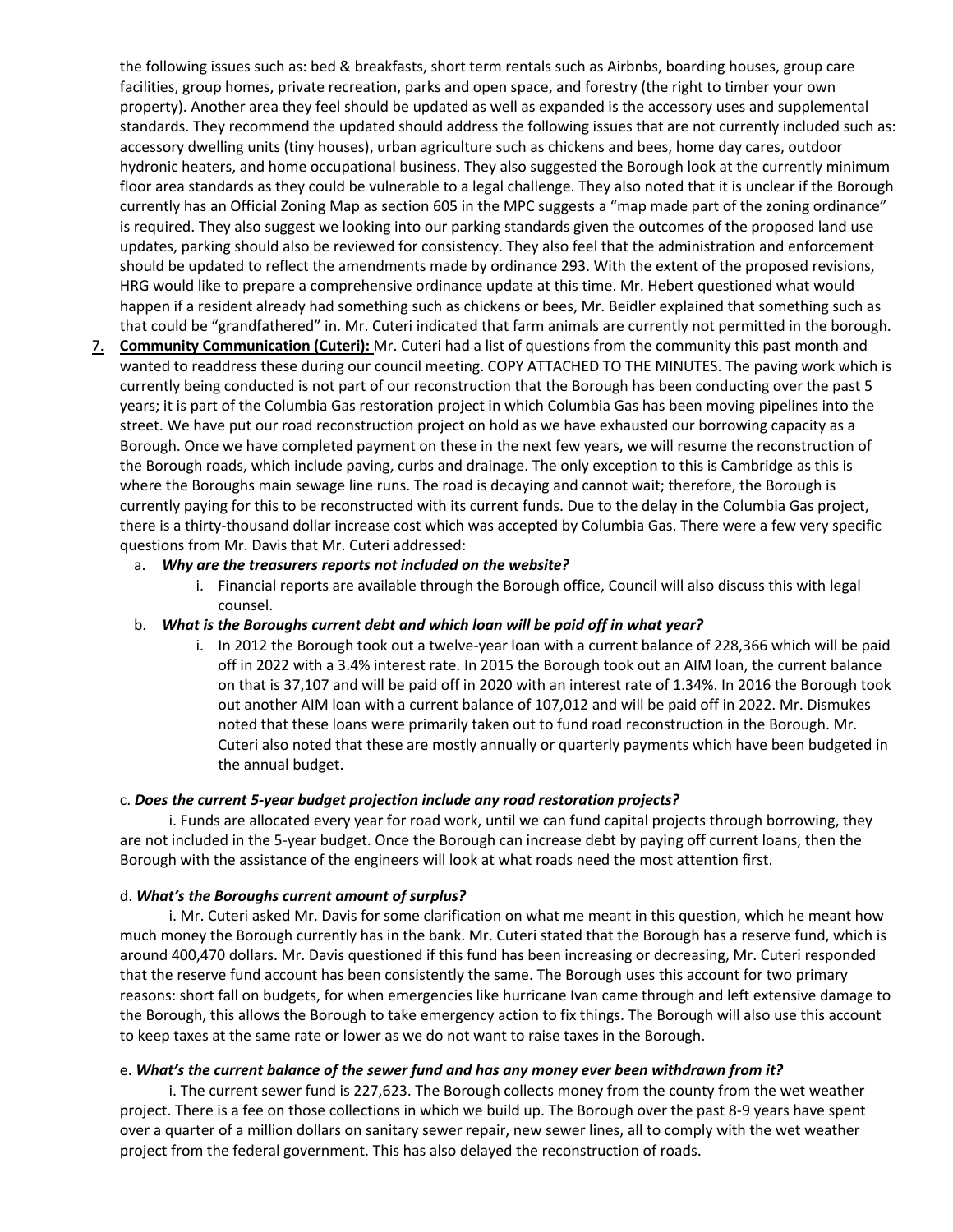the following issues such as: bed & breakfasts, short term rentals such as Airbnbs, boarding houses, group care facilities, group homes, private recreation, parks and open space, and forestry (the right to timber your own property). Another area they feel should be updated as well as expanded is the accessory uses and supplemental standards. They recommend the updated should address the following issues that are not currently included such as: accessory dwelling units (tiny houses), urban agriculture such as chickens and bees, home day cares, outdoor hydronic heaters, and home occupational business. They also suggested the Borough look at the currently minimum floor area standards as they could be vulnerable to a legal challenge. They also noted that it is unclear if the Borough currently has an Official Zoning Map as section 605 in the MPC suggests a "map made part of the zoning ordinance" is required. They also suggest we looking into our parking standards given the outcomes of the proposed land use updates, parking should also be reviewed for consistency. They also feel that the administration and enforcement should be updated to reflect the amendments made by ordinance 293. With the extent of the proposed revisions, HRG would like to prepare a comprehensive ordinance update at this time. Mr. Hebert questioned what would happen if a resident already had something such as chickens or bees, Mr. Beidler explained that something such as that could be "grandfathered" in. Mr. Cuteri indicated that farm animals are currently not permitted in the borough.

7. **Community Communication (Cuteri):** Mr. Cuteri had a list of questions from the community this past month and wanted to readdress these during our council meeting. COPY ATTACHED TO THE MINUTES. The paving work which is currently being conducted is not part of our reconstruction that the Borough has been conducting over the past 5 years; it is part of the Columbia Gas restoration project in which Columbia Gas has been moving pipelines into the street. We have put our road reconstruction project on hold as we have exhausted our borrowing capacity as a Borough. Once we have completed payment on these in the next few years, we will resume the reconstruction of the Borough roads, which include paving, curbs and drainage. The only exception to this is Cambridge as this is where the Boroughs main sewage line runs. The road is decaying and cannot wait; therefore, the Borough is currently paying for this to be reconstructed with its current funds. Due to the delay in the Columbia Gas project, there is a thirty-thousand dollar increase cost which was accepted by Columbia Gas. There were a few very specific questions from Mr. Davis that Mr. Cuteri addressed:
   a. ***Why are the treasurers reports not included on the website?***
      i. Financial reports are available through the Borough office, Council will also discuss this with legal counsel.
   b. ***What is the Boroughs current debt and which loan will be paid off in what year?***
      i. In 2012 the Borough took out a twelve-year loan with a current balance of 228,366 which will be paid off in 2022 with a 3.4% interest rate. In 2015 the Borough took out an AIM loan, the current balance on that is 37,107 and will be paid off in 2020 with an interest rate of 1.34%. In 2016 the Borough took out another AIM loan with a current balance of 107,012 and will be paid off in 2022. Mr. Dismukes noted that these loans were primarily taken out to fund road reconstruction in the Borough. Mr. Cuteri also noted that these are mostly annually or quarterly payments which have been budgeted in the annual budget.

   c. ***Does the current 5-year budget projection include any road restoration projects?***

      i. Funds are allocated every year for road work, until we can fund capital projects through borrowing, they are not included in the 5-year budget. Once the Borough can increase debt by paying off current loans, then the Borough with the assistance of the engineers will look at what roads need the most attention first.

   d. ***What's the Boroughs current amount of surplus?***

      i. Mr. Cuteri asked Mr. Davis for some clarification on what me meant in this question, which he meant how much money the Borough currently has in the bank. Mr. Cuteri stated that the Borough has a reserve fund, which is around 400,470 dollars. Mr. Davis questioned if this fund has been increasing or decreasing, Mr. Cuteri responded that the reserve fund account has been consistently the same. The Borough uses this account for two primary reasons: short fall on budgets, for when emergencies like hurricane Ivan came through and left extensive damage to the Borough, this allows the Borough to take emergency action to fix things. The Borough will also use this account to keep taxes at the same rate or lower as we do not want to raise taxes in the Borough.

   e. ***What's the current balance of the sewer fund and has any money ever been withdrawn from it?***

      i. The current sewer fund is 227,623. The Borough collects money from the county from the wet weather project. There is a fee on those collections in which we build up. The Borough over the past 8-9 years have spent over a quarter of a million dollars on sanitary sewer repair, new sewer lines, all to comply with the wet weather project from the federal government. This has also delayed the reconstruction of roads.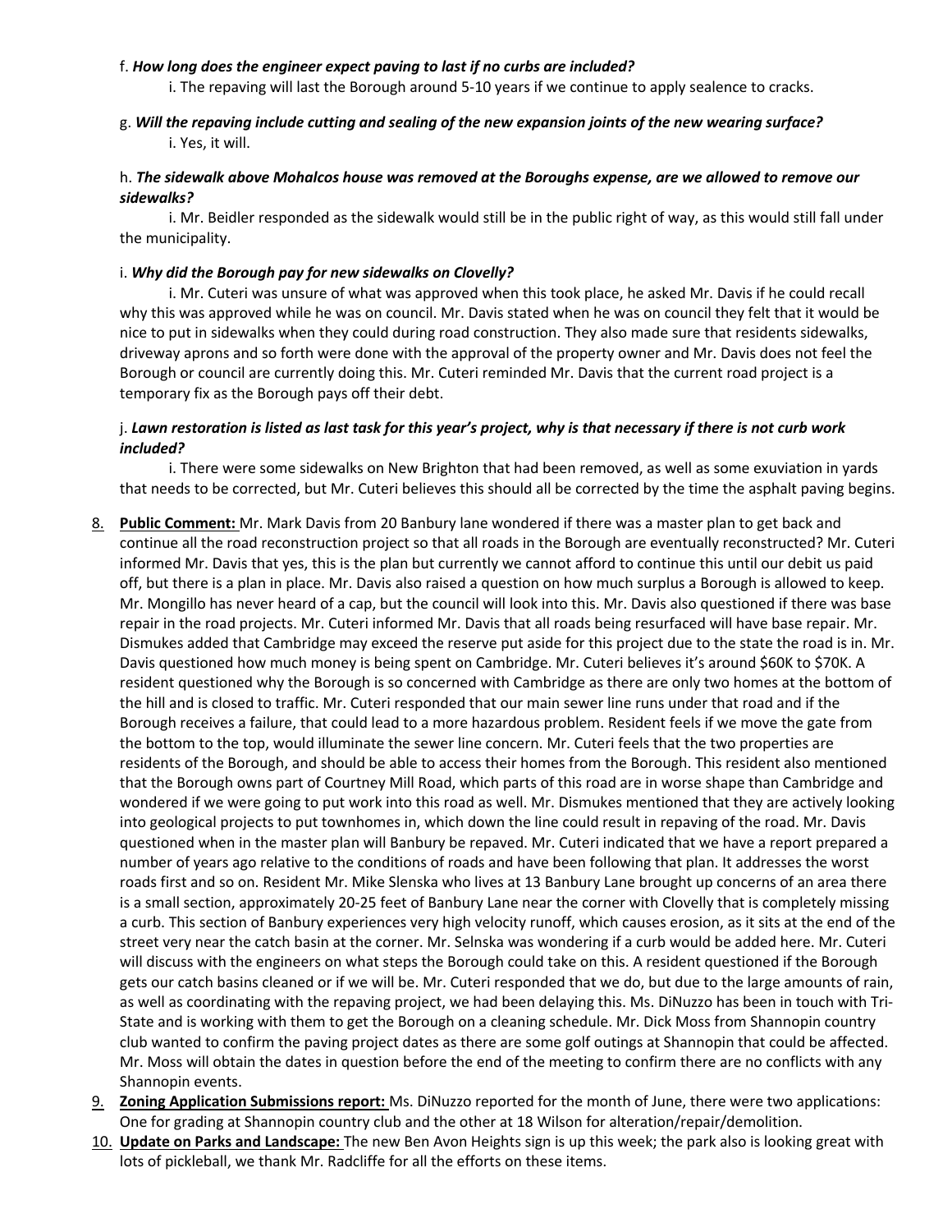f. ***How long does the engineer expect paving to last if no curbs are included?***

i. The repaving will last the Borough around 5-10 years if we continue to apply sealence to cracks.

g. ***Will the repaving include cutting and sealing of the new expansion joints of the new wearing surface?***

i. Yes, it will.

h. ***The sidewalk above Mohalcos house was removed at the Boroughs expense, are we allowed to remove our sidewalks?***

i. Mr. Beidler responded as the sidewalk would still be in the public right of way, as this would still fall under the municipality.

i. ***Why did the Borough pay for new sidewalks on Clovelly?***

i. Mr. Cuteri was unsure of what was approved when this took place, he asked Mr. Davis if he could recall why this was approved while he was on council. Mr. Davis stated when he was on council they felt that it would be nice to put in sidewalks when they could during road construction. They also made sure that residents sidewalks, driveway aprons and so forth were done with the approval of the property owner and Mr. Davis does not feel the Borough or council are currently doing this. Mr. Cuteri reminded Mr. Davis that the current road project is a temporary fix as the Borough pays off their debt.

j. ***Lawn restoration is listed as last task for this year's project, why is that necessary if there is not curb work included?***

i. There were some sidewalks on New Brighton that had been removed, as well as some exuviation in yards that needs to be corrected, but Mr. Cuteri believes this should all be corrected by the time the asphalt paving begins.

8. **Public Comment:** Mr. Mark Davis from 20 Banbury lane wondered if there was a master plan to get back and continue all the road reconstruction project so that all roads in the Borough are eventually reconstructed? Mr. Cuteri informed Mr. Davis that yes, this is the plan but currently we cannot afford to continue this until our debit us paid off, but there is a plan in place. Mr. Davis also raised a question on how much surplus a Borough is allowed to keep. Mr. Mongillo has never heard of a cap, but the council will look into this. Mr. Davis also questioned if there was base repair in the road projects. Mr. Cuteri informed Mr. Davis that all roads being resurfaced will have base repair. Mr. Dismukes added that Cambridge may exceed the reserve put aside for this project due to the state the road is in. Mr. Davis questioned how much money is being spent on Cambridge. Mr. Cuteri believes it's around $60K to $70K. A resident questioned why the Borough is so concerned with Cambridge as there are only two homes at the bottom of the hill and is closed to traffic. Mr. Cuteri responded that our main sewer line runs under that road and if the Borough receives a failure, that could lead to a more hazardous problem. Resident feels if we move the gate from the bottom to the top, would illuminate the sewer line concern. Mr. Cuteri feels that the two properties are residents of the Borough, and should be able to access their homes from the Borough. This resident also mentioned that the Borough owns part of Courtney Mill Road, which parts of this road are in worse shape than Cambridge and wondered if we were going to put work into this road as well. Mr. Dismukes mentioned that they are actively looking into geological projects to put townhomes in, which down the line could result in repaving of the road. Mr. Davis questioned when in the master plan will Banbury be repaved. Mr. Cuteri indicated that we have a report prepared a number of years ago relative to the conditions of roads and have been following that plan. It addresses the worst roads first and so on. Resident Mr. Mike Slenska who lives at 13 Banbury Lane brought up concerns of an area there is a small section, approximately 20-25 feet of Banbury Lane near the corner with Clovelly that is completely missing a curb. This section of Banbury experiences very high velocity runoff, which causes erosion, as it sits at the end of the street very near the catch basin at the corner. Mr. Selnska was wondering if a curb would be added here. Mr. Cuteri will discuss with the engineers on what steps the Borough could take on this. A resident questioned if the Borough gets our catch basins cleaned or if we will be. Mr. Cuteri responded that we do, but due to the large amounts of rain, as well as coordinating with the repaving project, we had been delaying this. Ms. DiNuzzo has been in touch with Tri-State and is working with them to get the Borough on a cleaning schedule. Mr. Dick Moss from Shannopin country club wanted to confirm the paving project dates as there are some golf outings at Shannopin that could be affected. Mr. Moss will obtain the dates in question before the end of the meeting to confirm there are no conflicts with any Shannopin events.

9. **Zoning Application Submissions report:** Ms. DiNuzzo reported for the month of June, there were two applications: One for grading at Shannopin country club and the other at 18 Wilson for alteration/repair/demolition.

10. **Update on Parks and Landscape:** The new Ben Avon Heights sign is up this week; the park also is looking great with lots of pickleball, we thank Mr. Radcliffe for all the efforts on these items.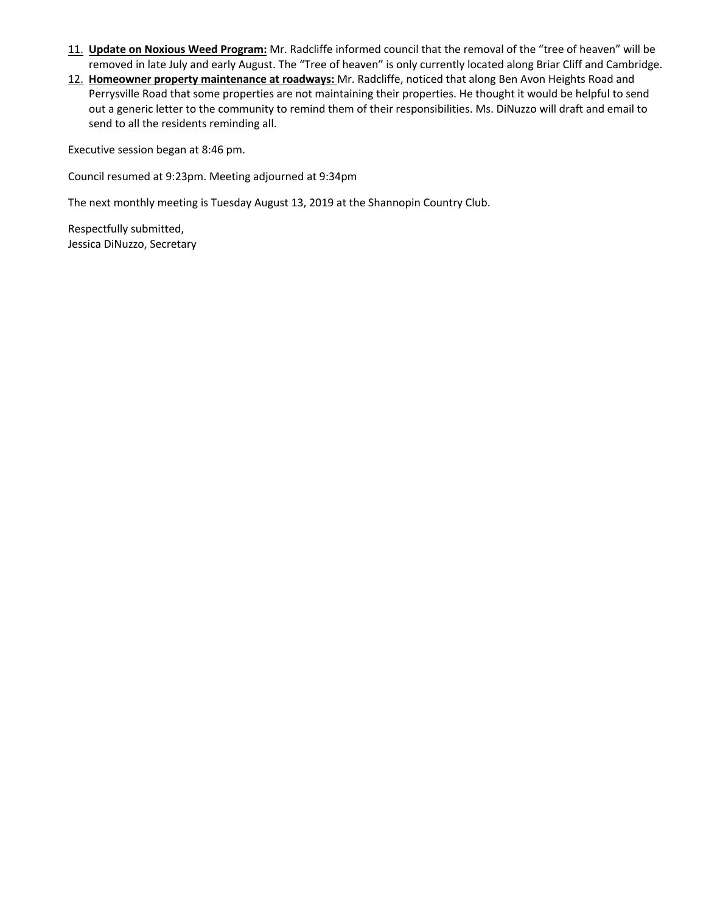11. **Update on Noxious Weed Program:** Mr. Radcliffe informed council that the removal of the "tree of heaven" will be removed in late July and early August. The "Tree of heaven" is only currently located along Briar Cliff and Cambridge.
12. **Homeowner property maintenance at roadways:** Mr. Radcliffe, noticed that along Ben Avon Heights Road and Perrysville Road that some properties are not maintaining their properties. He thought it would be helpful to send out a generic letter to the community to remind them of their responsibilities. Ms. DiNuzzo will draft and email to send to all the residents reminding all.

Executive session began at 8:46 pm.

Council resumed at 9:23pm. Meeting adjourned at 9:34pm

The next monthly meeting is Tuesday August 13, 2019 at the Shannopin Country Club.

Respectfully submitted,
Jessica DiNuzzo, Secretary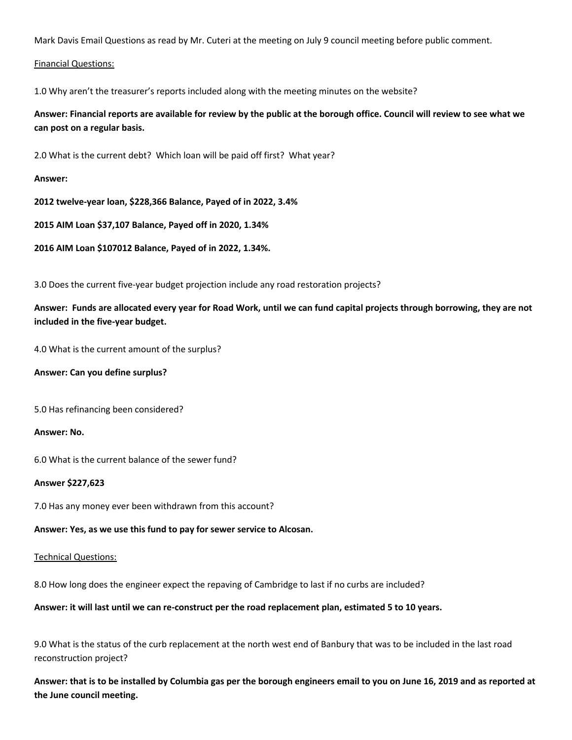Mark Davis Email Questions as read by Mr. Cuteri at the meeting on July 9 council meeting before public comment.

<u>Financial Questions:</u>

1.0 Why aren't the treasurer's reports included along with the meeting minutes on the website?

**Answer: Financial reports are available for review by the public at the borough office. Council will review to see what we can post on a regular basis.**

2.0 What is the current debt? Which loan will be paid off first? What year?

**Answer:**

**2012 twelve-year loan, $228,366 Balance, Payed of in 2022, 3.4%**

**2015 AIM Loan $37,107 Balance, Payed off in 2020, 1.34%**

**2016 AIM Loan $107012 Balance, Payed of in 2022, 1.34%.**

3.0 Does the current five-year budget projection include any road restoration projects?

**Answer: Funds are allocated every year for Road Work, until we can fund capital projects through borrowing, they are not included in the five-year budget.**

4.0 What is the current amount of the surplus?

**Answer: Can you define surplus?**

5.0 Has refinancing been considered?

**Answer: No.**

6.0 What is the current balance of the sewer fund?

**Answer $227,623**

7.0 Has any money ever been withdrawn from this account?

**Answer: Yes, as we use this fund to pay for sewer service to Alcosan.**

<u>Technical Questions:</u>

8.0 How long does the engineer expect the repaving of Cambridge to last if no curbs are included?

**Answer: it will last until we can re-construct per the road replacement plan, estimated 5 to 10 years.**

9.0 What is the status of the curb replacement at the north west end of Banbury that was to be included in the last road reconstruction project?

**Answer: that is to be installed by Columbia gas per the borough engineers email to you on June 16, 2019 and as reported at the June council meeting.**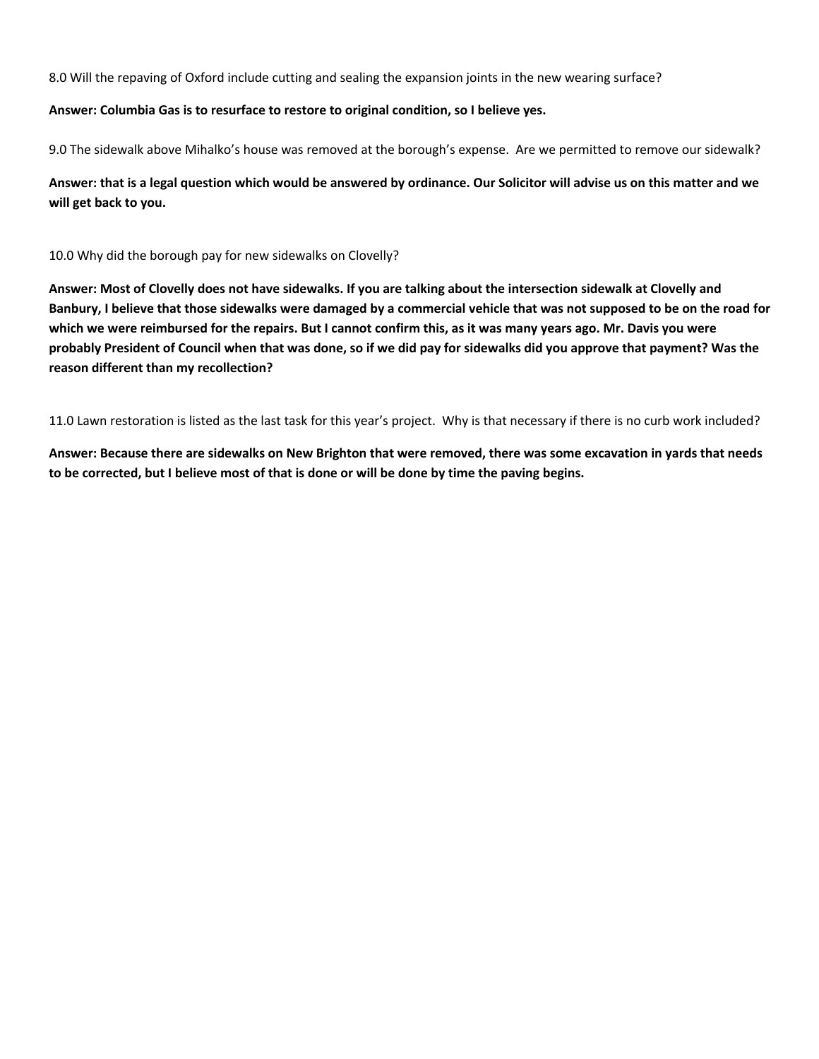8.0 Will the repaving of Oxford include cutting and sealing the expansion joints in the new wearing surface?

**Answer: Columbia Gas is to resurface to restore to original condition, so I believe yes.**

9.0 The sidewalk above Mihalko's house was removed at the borough's expense. Are we permitted to remove our sidewalk?

**Answer: that is a legal question which would be answered by ordinance. Our Solicitor will advise us on this matter and we will get back to you.**

10.0 Why did the borough pay for new sidewalks on Clovelly?

**Answer: Most of Clovelly does not have sidewalks. If you are talking about the intersection sidewalk at Clovelly and Banbury, I believe that those sidewalks were damaged by a commercial vehicle that was not supposed to be on the road for which we were reimbursed for the repairs. But I cannot confirm this, as it was many years ago. Mr. Davis you were probably President of Council when that was done, so if we did pay for sidewalks did you approve that payment? Was the reason different than my recollection?**

11.0 Lawn restoration is listed as the last task for this year's project. Why is that necessary if there is no curb work included?

**Answer: Because there are sidewalks on New Brighton that were removed, there was some excavation in yards that needs to be corrected, but I believe most of that is done or will be done by time the paving begins.**